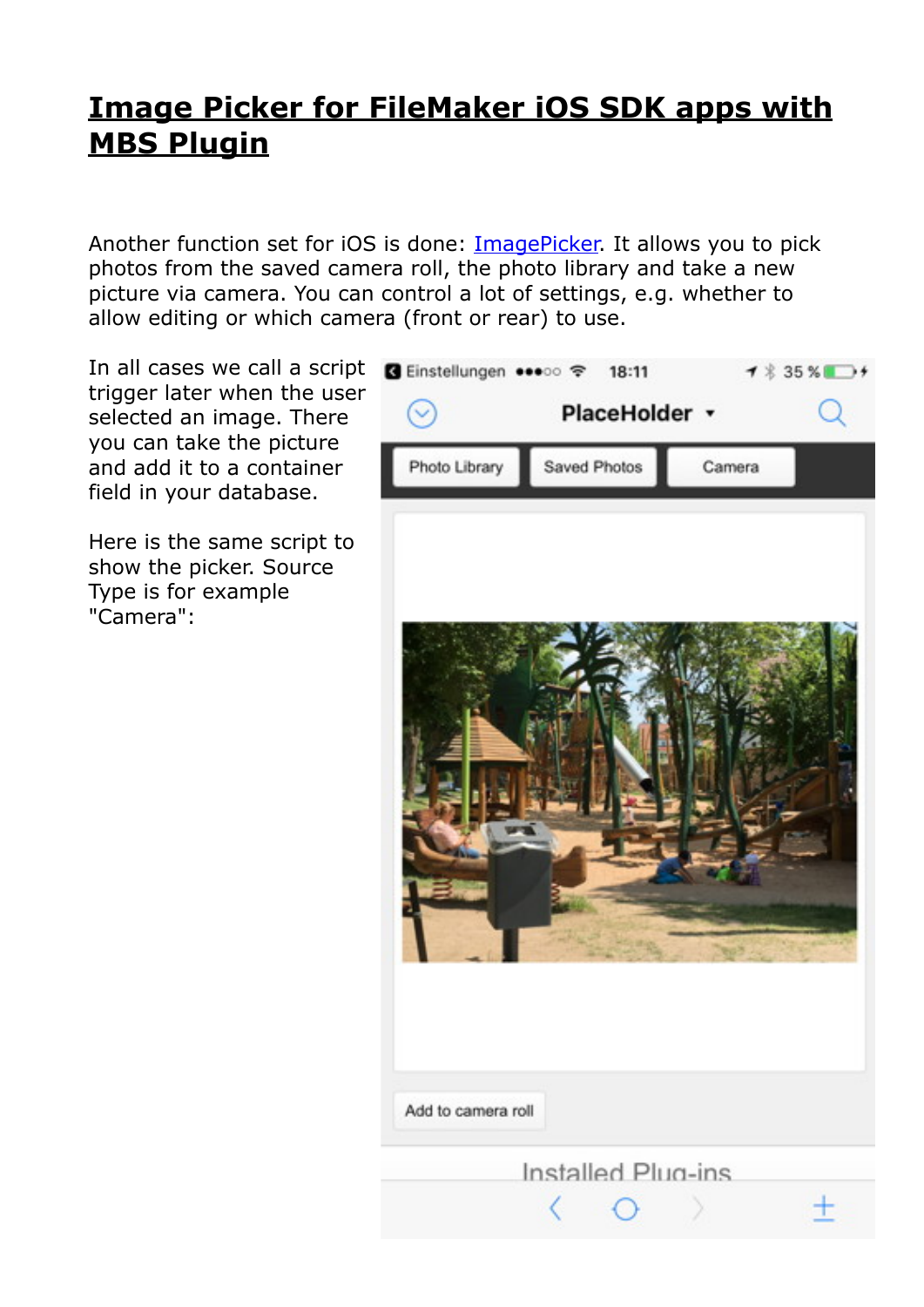# Image Picker for FileMaker iOS SDK apps with MBS Plugin

Another function set for iOS is done: ImagePicker. It allows you to pick photos from the saved camera roll, the photo library and take a new picture via camera. You can control a lot of settings, e.g. whether to allow editing or which camera (front or rear) to use.

In all cases we call a script trigger later when the user selected an image. There you can take the picture and add it to a container field in your database.

Here is the same script to show the picker. Source Type is for example "Camera":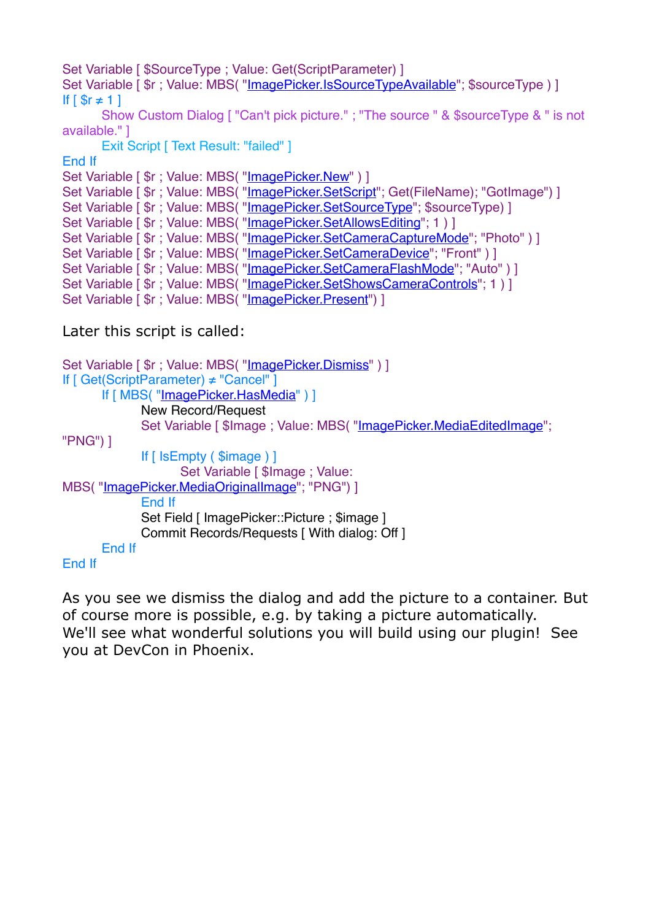```
Set Variable [ $SourceType ; Value: Get(ScriptParameter) ]
Set Variable [ $r ; Value: MBS( "ImagePicker.IsSourceTypeAvailable"; $sourceType ) ]
If [ $r ≠ 1 ]
	Show Custom Dialog [ "Can't pick picture." ; "The source " & $sourceType & " is not available." ]
	Exit Script [ Text Result: "failed" ]
End If
Set Variable [ $r ; Value: MBS( "ImagePicker.New" ) ]
Set Variable [ $r ; Value: MBS( "ImagePicker.SetScript"; Get(FileName); "GotImage") ]
Set Variable [ $r ; Value: MBS( "ImagePicker.SetSourceType"; $sourceType) ]
Set Variable [ $r ; Value: MBS( "ImagePicker.SetAllowsEditing"; 1 ) ]
Set Variable [ $r ; Value: MBS( "ImagePicker.SetCameraCaptureMode"; "Photo" ) ]
Set Variable [ $r ; Value: MBS( "ImagePicker.SetCameraDevice"; "Front" ) ]
Set Variable [ $r ; Value: MBS( "ImagePicker.SetCameraFlashMode"; "Auto" ) ]
Set Variable [ $r ; Value: MBS( "ImagePicker.SetShowsCameraControls"; 1 ) ]
Set Variable [ $r ; Value: MBS( "ImagePicker.Present") ]
```

Later this script is called:

```
Set Variable [ $r ; Value: MBS( "ImagePicker.Dismiss" ) ]
If [ Get(ScriptParameter) ≠ "Cancel" ]
	If [ MBS( "ImagePicker.HasMedia" ) ]
		New Record/Request
		Set Variable [ $Image ; Value: MBS( "ImagePicker.MediaEditedImage"; "PNG") ]
		If [ IsEmpty ( $image ) ]
			Set Variable [ $Image ; Value: MBS( "ImagePicker.MediaOriginalImage"; "PNG") ]
		End If
		Set Field [ ImagePicker::Picture ; $image ]
		Commit Records/Requests [ With dialog: Off ]
	End If
End If
```

As you see we dismiss the dialog and add the picture to a container. But of course more is possible, e.g. by taking a picture automatically.
We'll see what wonderful solutions you will build using our plugin! See you at DevCon in Phoenix.